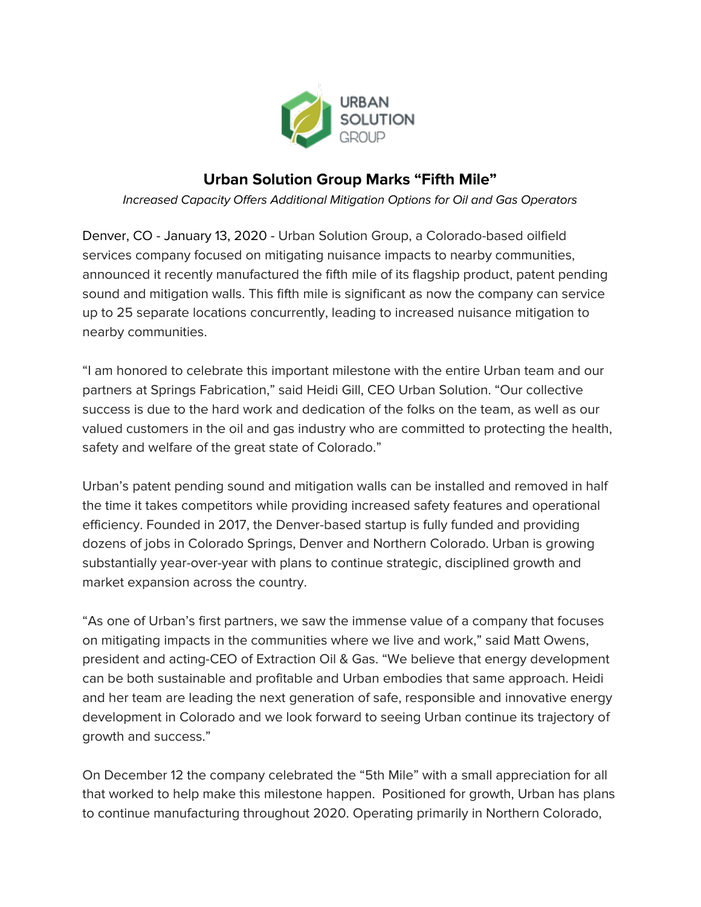# Urban Solution Group Marks "Fifth Mile"

*Increased Capacity Offers Additional Mitigation Options for Oil and Gas Operators*

Denver, CO - January 13, 2020 - Urban Solution Group, a Colorado-based oilfield services company focused on mitigating nuisance impacts to nearby communities, announced it recently manufactured the fifth mile of its flagship product, patent pending sound and mitigation walls. This fifth mile is significant as now the company can service up to 25 separate locations concurrently, leading to increased nuisance mitigation to nearby communities.

"I am honored to celebrate this important milestone with the entire Urban team and our partners at Springs Fabrication," said Heidi Gill, CEO Urban Solution. "Our collective success is due to the hard work and dedication of the folks on the team, as well as our valued customers in the oil and gas industry who are committed to protecting the health, safety and welfare of the great state of Colorado."

Urban's patent pending sound and mitigation walls can be installed and removed in half the time it takes competitors while providing increased safety features and operational efficiency. Founded in 2017, the Denver-based startup is fully funded and providing dozens of jobs in Colorado Springs, Denver and Northern Colorado. Urban is growing substantially year-over-year with plans to continue strategic, disciplined growth and market expansion across the country.

"As one of Urban's first partners, we saw the immense value of a company that focuses on mitigating impacts in the communities where we live and work," said Matt Owens, president and acting-CEO of Extraction Oil & Gas. "We believe that energy development can be both sustainable and profitable and Urban embodies that same approach. Heidi and her team are leading the next generation of safe, responsible and innovative energy development in Colorado and we look forward to seeing Urban continue its trajectory of growth and success."

On December 12 the company celebrated the "5th Mile" with a small appreciation for all that worked to help make this milestone happen. Positioned for growth, Urban has plans to continue manufacturing throughout 2020. Operating primarily in Northern Colorado,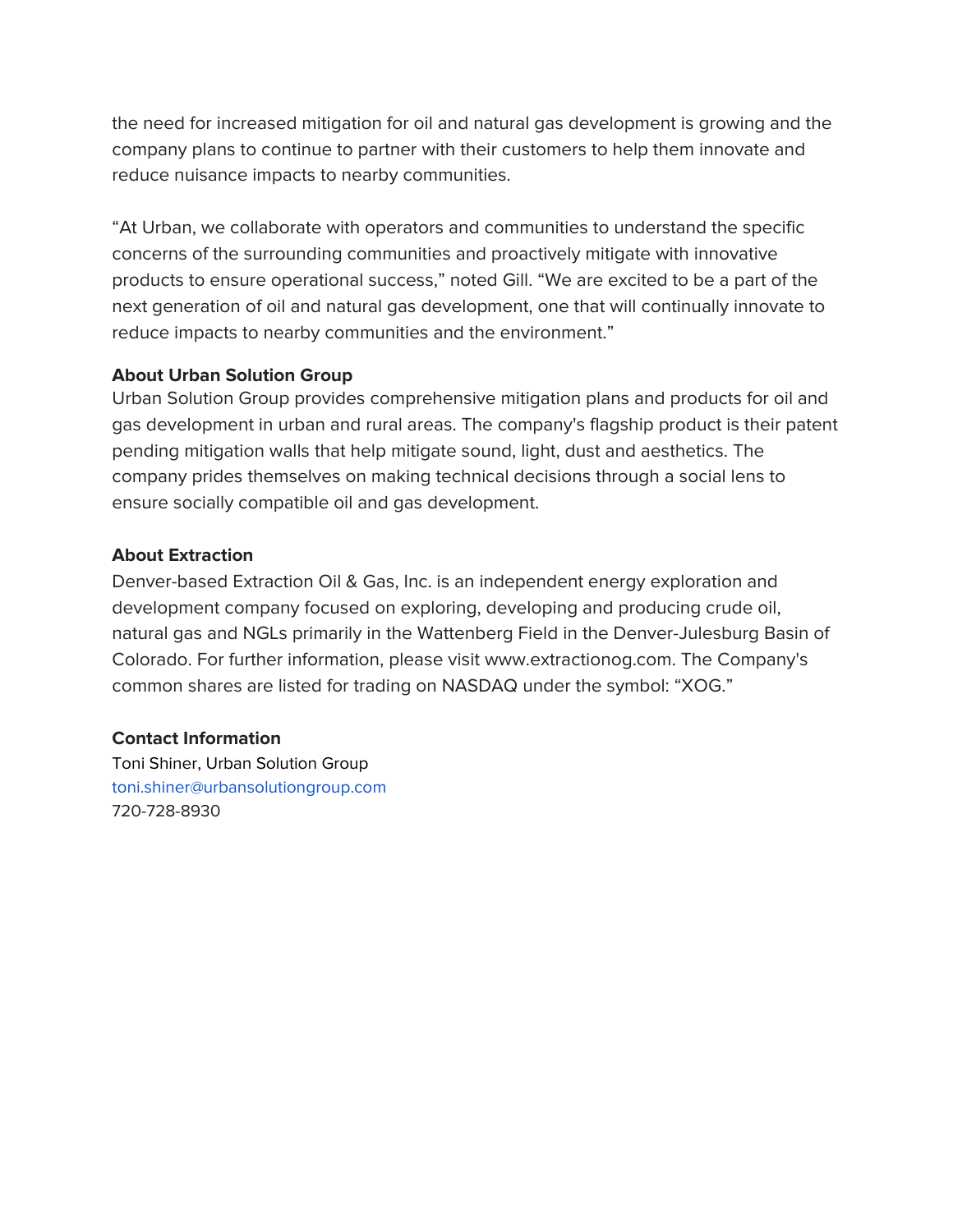the need for increased mitigation for oil and natural gas development is growing and the company plans to continue to partner with their customers to help them innovate and reduce nuisance impacts to nearby communities.

"At Urban, we collaborate with operators and communities to understand the specific concerns of the surrounding communities and proactively mitigate with innovative products to ensure operational success," noted Gill. "We are excited to be a part of the next generation of oil and natural gas development, one that will continually innovate to reduce impacts to nearby communities and the environment."

**About Urban Solution Group**
Urban Solution Group provides comprehensive mitigation plans and products for oil and gas development in urban and rural areas. The company's flagship product is their patent pending mitigation walls that help mitigate sound, light, dust and aesthetics. The company prides themselves on making technical decisions through a social lens to ensure socially compatible oil and gas development.

**About Extraction**
Denver-based Extraction Oil & Gas, Inc. is an independent energy exploration and development company focused on exploring, developing and producing crude oil, natural gas and NGLs primarily in the Wattenberg Field in the Denver-Julesburg Basin of Colorado. For further information, please visit www.extractionog.com. The Company's common shares are listed for trading on NASDAQ under the symbol: "XOG."

**Contact Information**
Toni Shiner, Urban Solution Group
toni.shiner@urbansolutiongroup.com
720-728-8930